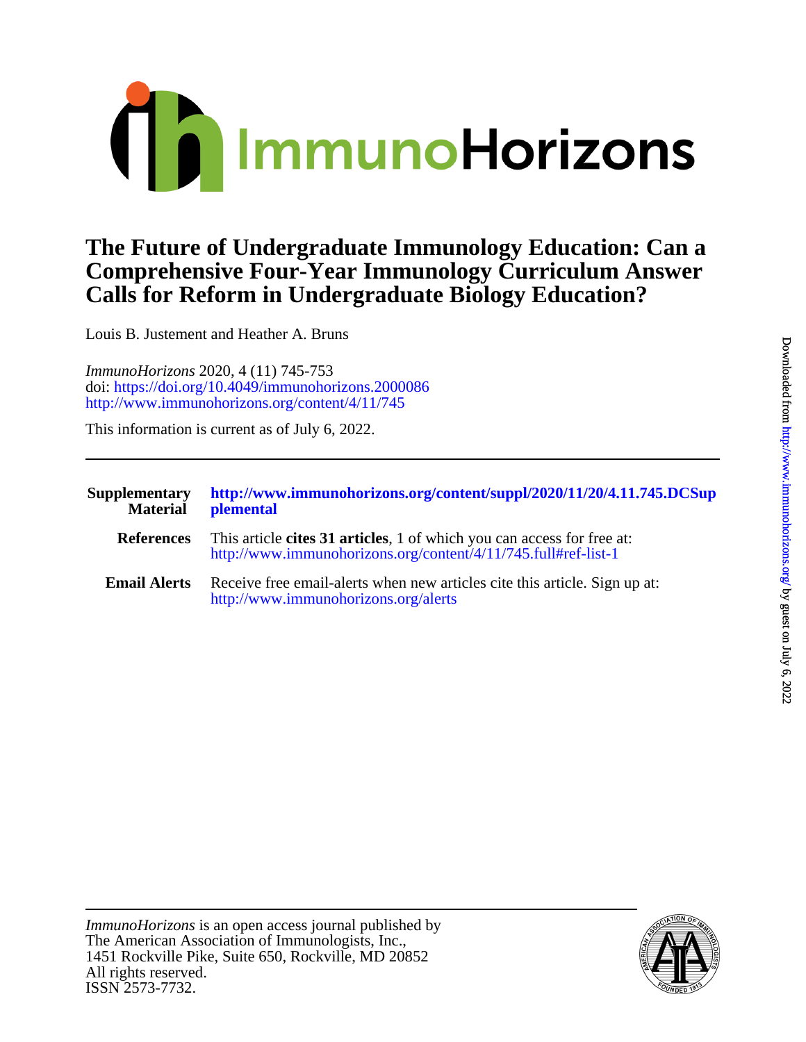# The Future of Undergraduate Immunology Education: Can a Comprehensive Four-Year Immunology Curriculum Answer Calls for Reform in Undergraduate Biology Education?

Louis B. Justement and Heather A. Bruns

*ImmunoHorizons* 2020, 4 (11) 745-753
doi: https://doi.org/10.4049/immunohorizons.2000086
http://www.immunohorizons.org/content/4/11/745

This information is current as of July 6, 2022.

---

| | |
|---|---|
| **Supplementary Material** | **http://www.immunohorizons.org/content/suppl/2020/11/20/4.11.745.DCSupplemental** |
| **References** | This article **cites 31 articles**, 1 of which you can access for free at: http://www.immunohorizons.org/content/4/11/745.full#ref-list-1 |
| **Email Alerts** | Receive free email-alerts when new articles cite this article. Sign up at: http://www.immunohorizons.org/alerts |

---

*ImmunoHorizons* is an open access journal published by
The American Association of Immunologists, Inc.,
1451 Rockville Pike, Suite 650, Rockville, MD 20852
All rights reserved.
ISSN 2573-7732.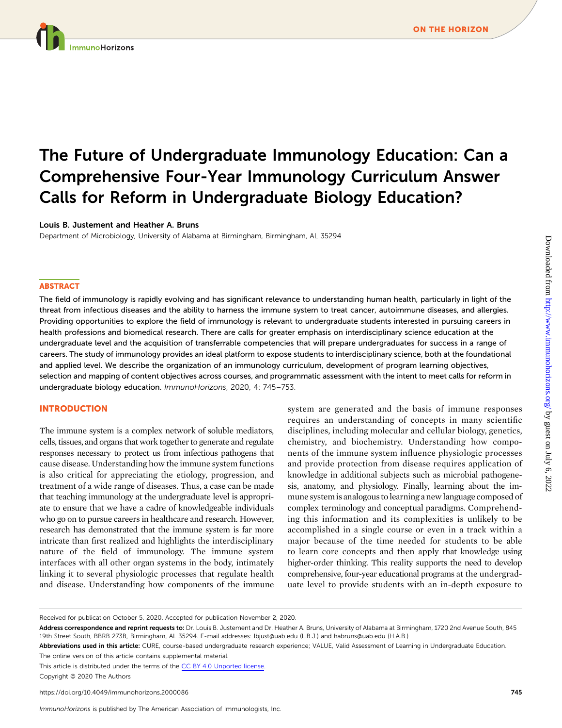# The Future of Undergraduate Immunology Education: Can a Comprehensive Four-Year Immunology Curriculum Answer Calls for Reform in Undergraduate Biology Education?

**Louis B. Justement and Heather A. Bruns**

Department of Microbiology, University of Alabama at Birmingham, Birmingham, AL 35294

## ABSTRACT

The field of immunology is rapidly evolving and has significant relevance to understanding human health, particularly in light of the threat from infectious diseases and the ability to harness the immune system to treat cancer, autoimmune diseases, and allergies. Providing opportunities to explore the field of immunology is relevant to undergraduate students interested in pursuing careers in health professions and biomedical research. There are calls for greater emphasis on interdisciplinary science education at the undergraduate level and the acquisition of transferrable competencies that will prepare undergraduates for success in a range of careers. The study of immunology provides an ideal platform to expose students to interdisciplinary science, both at the foundational and applied level. We describe the organization of an immunology curriculum, development of program learning objectives, selection and mapping of content objectives across courses, and programmatic assessment with the intent to meet calls for reform in undergraduate biology education. *ImmunoHorizons*, 2020, 4: 745–753.

## INTRODUCTION

The immune system is a complex network of soluble mediators, cells, tissues, and organs that work together to generate and regulate responses necessary to protect us from infectious pathogens that cause disease. Understanding how the immune system functions is also critical for appreciating the etiology, progression, and treatment of a wide range of diseases. Thus, a case can be made that teaching immunology at the undergraduate level is appropriate to ensure that we have a cadre of knowledgeable individuals who go on to pursue careers in healthcare and research. However, research has demonstrated that the immune system is far more intricate than first realized and highlights the interdisciplinary nature of the field of immunology. The immune system interfaces with all other organ systems in the body, intimately linking it to several physiologic processes that regulate health and disease. Understanding how components of the immune system are generated and the basis of immune responses requires an understanding of concepts in many scientific disciplines, including molecular and cellular biology, genetics, chemistry, and biochemistry. Understanding how components of the immune system influence physiologic processes and provide protection from disease requires application of knowledge in additional subjects such as microbial pathogenesis, anatomy, and physiology. Finally, learning about the immune system is analogous to learning a new language composed of complex terminology and conceptual paradigms. Comprehending this information and its complexities is unlikely to be accomplished in a single course or even in a track within a major because of the time needed for students to be able to learn core concepts and then apply that knowledge using higher-order thinking. This reality supports the need to develop comprehensive, four-year educational programs at the undergraduate level to provide students with an in-depth exposure to

---

Received for publication October 5, 2020. Accepted for publication November 2, 2020.

**Address correspondence and reprint requests to:** Dr. Louis B. Justement and Dr. Heather A. Bruns, University of Alabama at Birmingham, 1720 2nd Avenue South, 845 19th Street South, BBRB 273B, Birmingham, AL 35294. E-mail addresses: lbjust@uab.edu (L.B.J.) and habruns@uab.edu (H.A.B.)

**Abbreviations used in this article:** CURE, course-based undergraduate research experience; VALUE, Valid Assessment of Learning in Undergraduate Education.

The online version of this article contains supplemental material.

This article is distributed under the terms of the CC BY 4.0 Unported license.

Copyright © 2020 The Authors

https://doi.org/10.4049/immunohorizons.2000086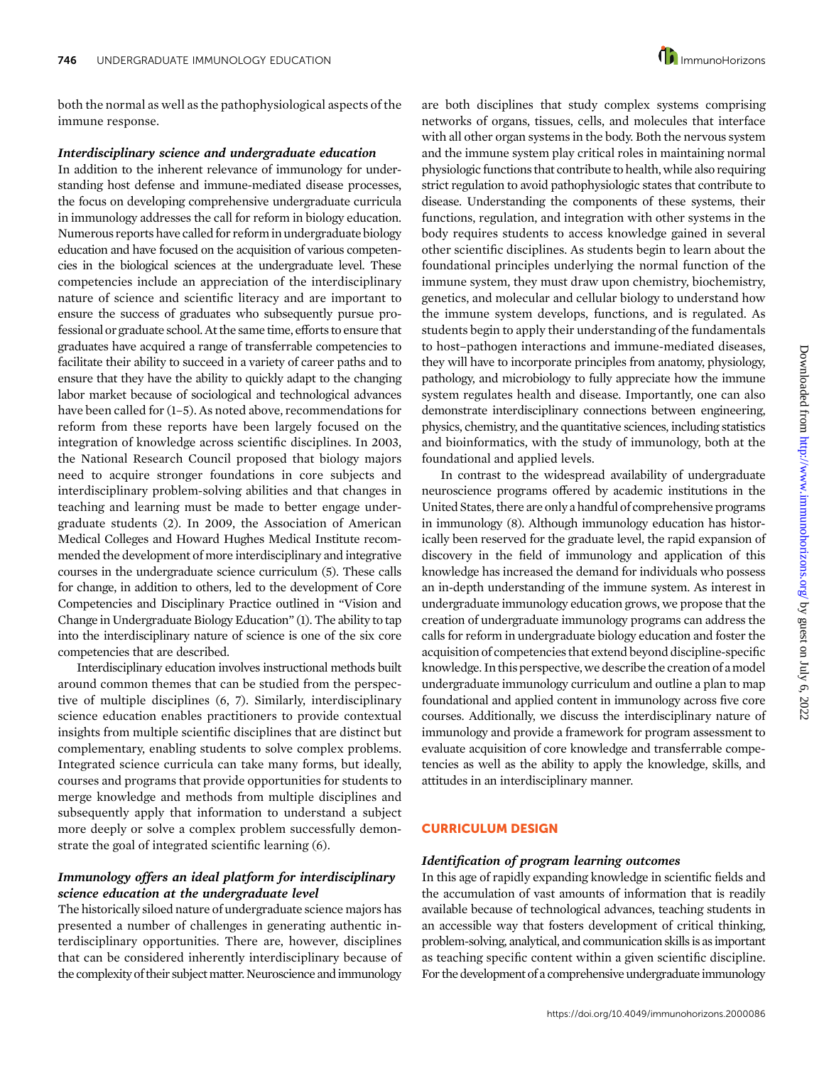both the normal as well as the pathophysiological aspects of the immune response.

### *Interdisciplinary science and undergraduate education*

In addition to the inherent relevance of immunology for understanding host defense and immune-mediated disease processes, the focus on developing comprehensive undergraduate curricula in immunology addresses the call for reform in biology education. Numerous reports have called for reform in undergraduate biology education and have focused on the acquisition of various competencies in the biological sciences at the undergraduate level. These competencies include an appreciation of the interdisciplinary nature of science and scientific literacy and are important to ensure the success of graduates who subsequently pursue professional or graduate school. At the same time, efforts to ensure that graduates have acquired a range of transferrable competencies to facilitate their ability to succeed in a variety of career paths and to ensure that they have the ability to quickly adapt to the changing labor market because of sociological and technological advances have been called for (1–5). As noted above, recommendations for reform from these reports have been largely focused on the integration of knowledge across scientific disciplines. In 2003, the National Research Council proposed that biology majors need to acquire stronger foundations in core subjects and interdisciplinary problem-solving abilities and that changes in teaching and learning must be made to better engage undergraduate students (2). In 2009, the Association of American Medical Colleges and Howard Hughes Medical Institute recommended the development of more interdisciplinary and integrative courses in the undergraduate science curriculum (5). These calls for change, in addition to others, led to the development of Core Competencies and Disciplinary Practice outlined in "Vision and Change in Undergraduate Biology Education" (1). The ability to tap into the interdisciplinary nature of science is one of the six core competencies that are described.

Interdisciplinary education involves instructional methods built around common themes that can be studied from the perspective of multiple disciplines (6, 7). Similarly, interdisciplinary science education enables practitioners to provide contextual insights from multiple scientific disciplines that are distinct but complementary, enabling students to solve complex problems. Integrated science curricula can take many forms, but ideally, courses and programs that provide opportunities for students to merge knowledge and methods from multiple disciplines and subsequently apply that information to understand a subject more deeply or solve a complex problem successfully demonstrate the goal of integrated scientific learning (6).

### *Immunology offers an ideal platform for interdisciplinary science education at the undergraduate level*

The historically siloed nature of undergraduate science majors has presented a number of challenges in generating authentic interdisciplinary opportunities. There are, however, disciplines that can be considered inherently interdisciplinary because of the complexity of their subject matter. Neuroscience and immunology are both disciplines that study complex systems comprising networks of organs, tissues, cells, and molecules that interface with all other organ systems in the body. Both the nervous system and the immune system play critical roles in maintaining normal physiologic functions that contribute to health, while also requiring strict regulation to avoid pathophysiologic states that contribute to disease. Understanding the components of these systems, their functions, regulation, and integration with other systems in the body requires students to access knowledge gained in several other scientific disciplines. As students begin to learn about the foundational principles underlying the normal function of the immune system, they must draw upon chemistry, biochemistry, genetics, and molecular and cellular biology to understand how the immune system develops, functions, and is regulated. As students begin to apply their understanding of the fundamentals to host–pathogen interactions and immune-mediated diseases, they will have to incorporate principles from anatomy, physiology, pathology, and microbiology to fully appreciate how the immune system regulates health and disease. Importantly, one can also demonstrate interdisciplinary connections between engineering, physics, chemistry, and the quantitative sciences, including statistics and bioinformatics, with the study of immunology, both at the foundational and applied levels.

In contrast to the widespread availability of undergraduate neuroscience programs offered by academic institutions in the United States, there are only a handful of comprehensive programs in immunology (8). Although immunology education has historically been reserved for the graduate level, the rapid expansion of discovery in the field of immunology and application of this knowledge has increased the demand for individuals who possess an in-depth understanding of the immune system. As interest in undergraduate immunology education grows, we propose that the creation of undergraduate immunology programs can address the calls for reform in undergraduate biology education and foster the acquisition of competencies that extend beyond discipline-specific knowledge. In this perspective, we describe the creation of a model undergraduate immunology curriculum and outline a plan to map foundational and applied content in immunology across five core courses. Additionally, we discuss the interdisciplinary nature of immunology and provide a framework for program assessment to evaluate acquisition of core knowledge and transferrable competencies as well as the ability to apply the knowledge, skills, and attitudes in an interdisciplinary manner.

## CURRICULUM DESIGN

### *Identification of program learning outcomes*

In this age of rapidly expanding knowledge in scientific fields and the accumulation of vast amounts of information that is readily available because of technological advances, teaching students in an accessible way that fosters development of critical thinking, problem-solving, analytical, and communication skills is as important as teaching specific content within a given scientific discipline. For the development of a comprehensive undergraduate immunology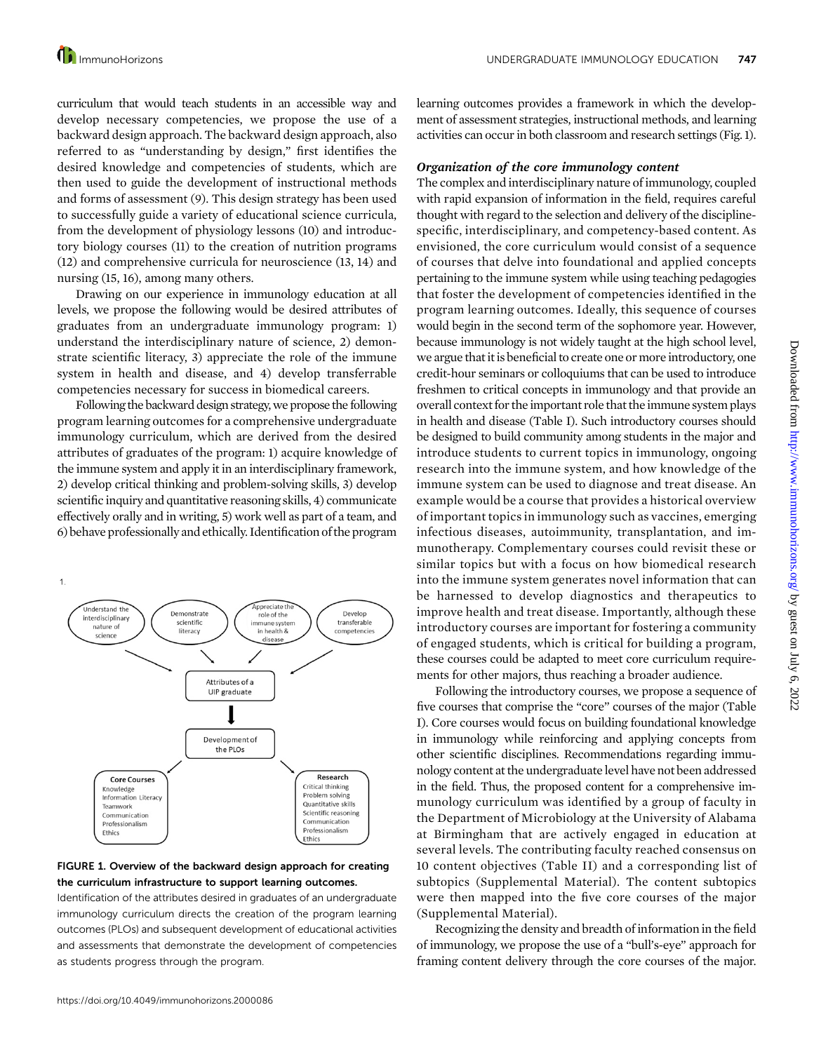curriculum that would teach students in an accessible way and develop necessary competencies, we propose the use of a backward design approach. The backward design approach, also referred to as "understanding by design," first identifies the desired knowledge and competencies of students, which are then used to guide the development of instructional methods and forms of assessment (9). This design strategy has been used to successfully guide a variety of educational science curricula, from the development of physiology lessons (10) and introductory biology courses (11) to the creation of nutrition programs (12) and comprehensive curricula for neuroscience (13, 14) and nursing (15, 16), among many others.

Drawing on our experience in immunology education at all levels, we propose the following would be desired attributes of graduates from an undergraduate immunology program: 1) understand the interdisciplinary nature of science, 2) demonstrate scientific literacy, 3) appreciate the role of the immune system in health and disease, and 4) develop transferrable competencies necessary for success in biomedical careers.

Following the backward design strategy, we propose the following program learning outcomes for a comprehensive undergraduate immunology curriculum, which are derived from the desired attributes of graduates of the program: 1) acquire knowledge of the immune system and apply it in an interdisciplinary framework, 2) develop critical thinking and problem-solving skills, 3) develop scientific inquiry and quantitative reasoning skills, 4) communicate effectively orally and in writing, 5) work well as part of a team, and 6) behave professionally and ethically. Identification of the program learning outcomes provides a framework in which the development of assessment strategies, instructional methods, and learning activities can occur in both classroom and research settings (Fig. 1).

1.

Understand the interdisciplinary nature of science

Demonstrate scientific literacy

Appreciate the role of the immune system in health & disease

Develop transferable competencies

Attributes of a UIP graduate

Development of the PLOs

Core Courses
Knowledge
Information Literacy
Teamwork
Communication
Professionalism
Ethics

Research
Critical thinking
Problem solving
Quantitative skills
Scientific reasoning
Communication
Professionalism
Ethics

**FIGURE 1. Overview of the backward design approach for creating the curriculum infrastructure to support learning outcomes.**
Identification of the attributes desired in graduates of an undergraduate immunology curriculum directs the creation of the program learning outcomes (PLOs) and subsequent development of educational activities and assessments that demonstrate the development of competencies as students progress through the program.

### *Organization of the core immunology content*

The complex and interdisciplinary nature of immunology, coupled with rapid expansion of information in the field, requires careful thought with regard to the selection and delivery of the discipline-specific, interdisciplinary, and competency-based content. As envisioned, the core curriculum would consist of a sequence of courses that delve into foundational and applied concepts pertaining to the immune system while using teaching pedagogies that foster the development of competencies identified in the program learning outcomes. Ideally, this sequence of courses would begin in the second term of the sophomore year. However, because immunology is not widely taught at the high school level, we argue that it is beneficial to create one or more introductory, one credit-hour seminars or colloquiums that can be used to introduce freshmen to critical concepts in immunology and that provide an overall context for the important role that the immune system plays in health and disease (Table I). Such introductory courses should be designed to build community among students in the major and introduce students to current topics in immunology, ongoing research into the immune system, and how knowledge of the immune system can be used to diagnose and treat disease. An example would be a course that provides a historical overview of important topics in immunology such as vaccines, emerging infectious diseases, autoimmunity, transplantation, and immunotherapy. Complementary courses could revisit these or similar topics but with a focus on how biomedical research into the immune system generates novel information that can be harnessed to develop diagnostics and therapeutics to improve health and treat disease. Importantly, although these introductory courses are important for fostering a community of engaged students, which is critical for building a program, these courses could be adapted to meet core curriculum requirements for other majors, thus reaching a broader audience.

Following the introductory courses, we propose a sequence of five courses that comprise the "core" courses of the major (Table I). Core courses would focus on building foundational knowledge in immunology while reinforcing and applying concepts from other scientific disciplines. Recommendations regarding immunology content at the undergraduate level have not been addressed in the field. Thus, the proposed content for a comprehensive immunology curriculum was identified by a group of faculty in the Department of Microbiology at the University of Alabama at Birmingham that are actively engaged in education at several levels. The contributing faculty reached consensus on 10 content objectives (Table II) and a corresponding list of subtopics (Supplemental Material). The content subtopics were then mapped into the five core courses of the major (Supplemental Material).

Recognizing the density and breadth of information in the field of immunology, we propose the use of a "bull's-eye" approach for framing content delivery through the core courses of the major.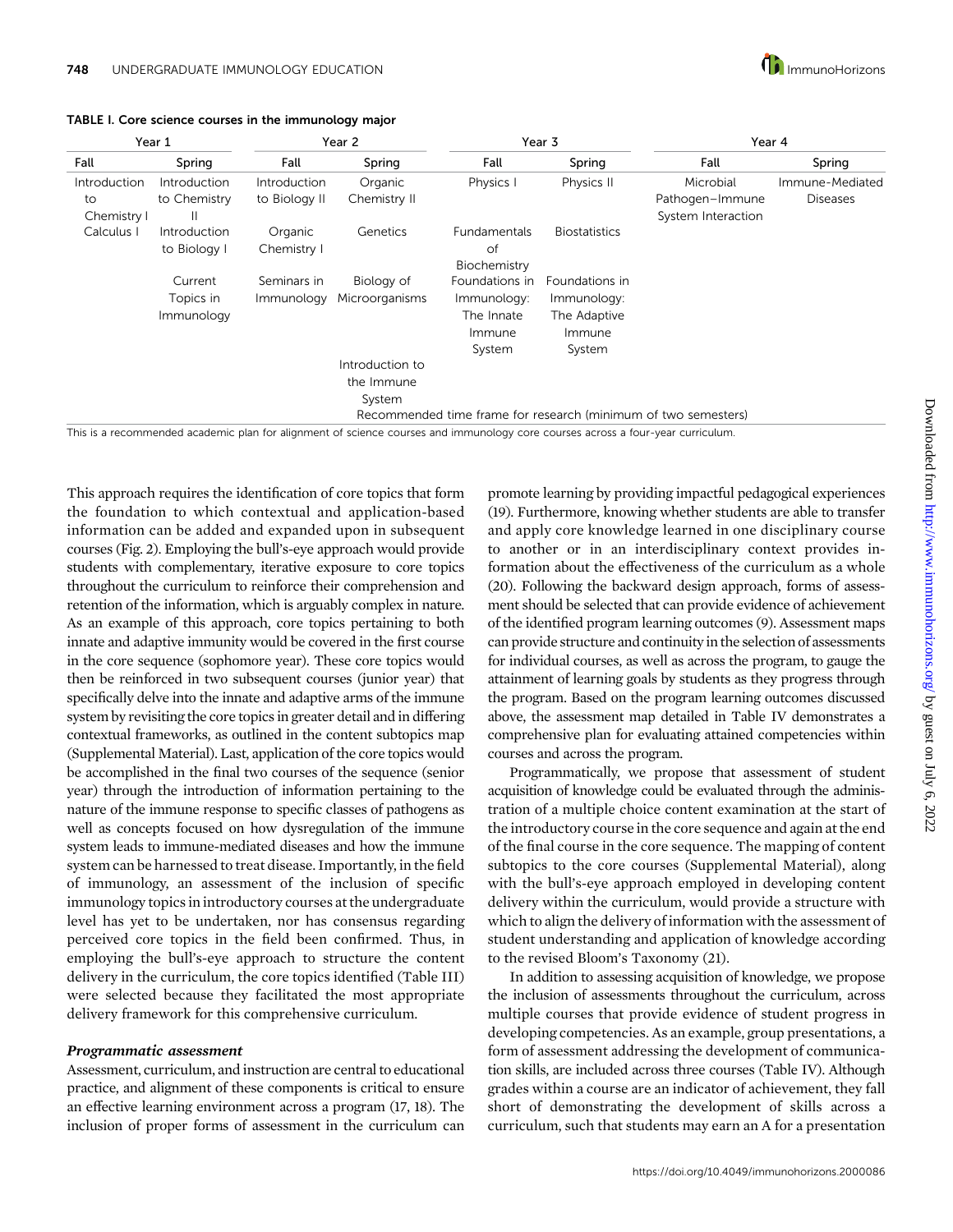**TABLE I. Core science courses in the immunology major**

| Year 1 | | Year 2 | | Year 3 | | Year 4 | |
|---|---|---|---|---|---|---|---|
| Fall | Spring | Fall | Spring | Fall | Spring | Fall | Spring |
| Introduction to Chemistry I | Introduction to Chemistry II | Introduction to Biology II | Organic Chemistry II | Physics I | Physics II | Microbial Pathogen–Immune System Interaction | Immune-Mediated Diseases |
| Calculus I | Introduction to Biology I | Organic Chemistry I | Genetics | Fundamentals of Biochemistry | Biostatistics | | |
| | Current Topics in Immunology | Seminars in Immunology | Biology of Microorganisms | Foundations in Immunology: The Innate Immune System | Foundations in Immunology: The Adaptive Immune System | | |
| | | | Introduction to the Immune System | | | | |
| | | | | Recommended time frame for research (minimum of two semesters) | | | |

This is a recommended academic plan for alignment of science courses and immunology core courses across a four-year curriculum.

This approach requires the identification of core topics that form the foundation to which contextual and application-based information can be added and expanded upon in subsequent courses (Fig. 2). Employing the bull's-eye approach would provide students with complementary, iterative exposure to core topics throughout the curriculum to reinforce their comprehension and retention of the information, which is arguably complex in nature. As an example of this approach, core topics pertaining to both innate and adaptive immunity would be covered in the first course in the core sequence (sophomore year). These core topics would then be reinforced in two subsequent courses (junior year) that specifically delve into the innate and adaptive arms of the immune system by revisiting the core topics in greater detail and in differing contextual frameworks, as outlined in the content subtopics map (Supplemental Material). Last, application of the core topics would be accomplished in the final two courses of the sequence (senior year) through the introduction of information pertaining to the nature of the immune response to specific classes of pathogens as well as concepts focused on how dysregulation of the immune system leads to immune-mediated diseases and how the immune system can be harnessed to treat disease. Importantly, in the field of immunology, an assessment of the inclusion of specific immunology topics in introductory courses at the undergraduate level has yet to be undertaken, nor has consensus regarding perceived core topics in the field been confirmed. Thus, in employing the bull's-eye approach to structure the content delivery in the curriculum, the core topics identified (Table III) were selected because they facilitated the most appropriate delivery framework for this comprehensive curriculum.

### *Programmatic assessment*

Assessment, curriculum, and instruction are central to educational practice, and alignment of these components is critical to ensure an effective learning environment across a program (17, 18). The inclusion of proper forms of assessment in the curriculum can promote learning by providing impactful pedagogical experiences (19). Furthermore, knowing whether students are able to transfer and apply core knowledge learned in one disciplinary course to another or in an interdisciplinary context provides information about the effectiveness of the curriculum as a whole (20). Following the backward design approach, forms of assessment should be selected that can provide evidence of achievement of the identified program learning outcomes (9). Assessment maps can provide structure and continuity in the selection of assessments for individual courses, as well as across the program, to gauge the attainment of learning goals by students as they progress through the program. Based on the program learning outcomes discussed above, the assessment map detailed in Table IV demonstrates a comprehensive plan for evaluating attained competencies within courses and across the program.

Programmatically, we propose that assessment of student acquisition of knowledge could be evaluated through the administration of a multiple choice content examination at the start of the introductory course in the core sequence and again at the end of the final course in the core sequence. The mapping of content subtopics to the core courses (Supplemental Material), along with the bull's-eye approach employed in developing content delivery within the curriculum, would provide a structure with which to align the delivery of information with the assessment of student understanding and application of knowledge according to the revised Bloom's Taxonomy (21).

In addition to assessing acquisition of knowledge, we propose the inclusion of assessments throughout the curriculum, across multiple courses that provide evidence of student progress in developing competencies. As an example, group presentations, a form of assessment addressing the development of communication skills, are included across three courses (Table IV). Although grades within a course are an indicator of achievement, they fall short of demonstrating the development of skills across a curriculum, such that students may earn an A for a presentation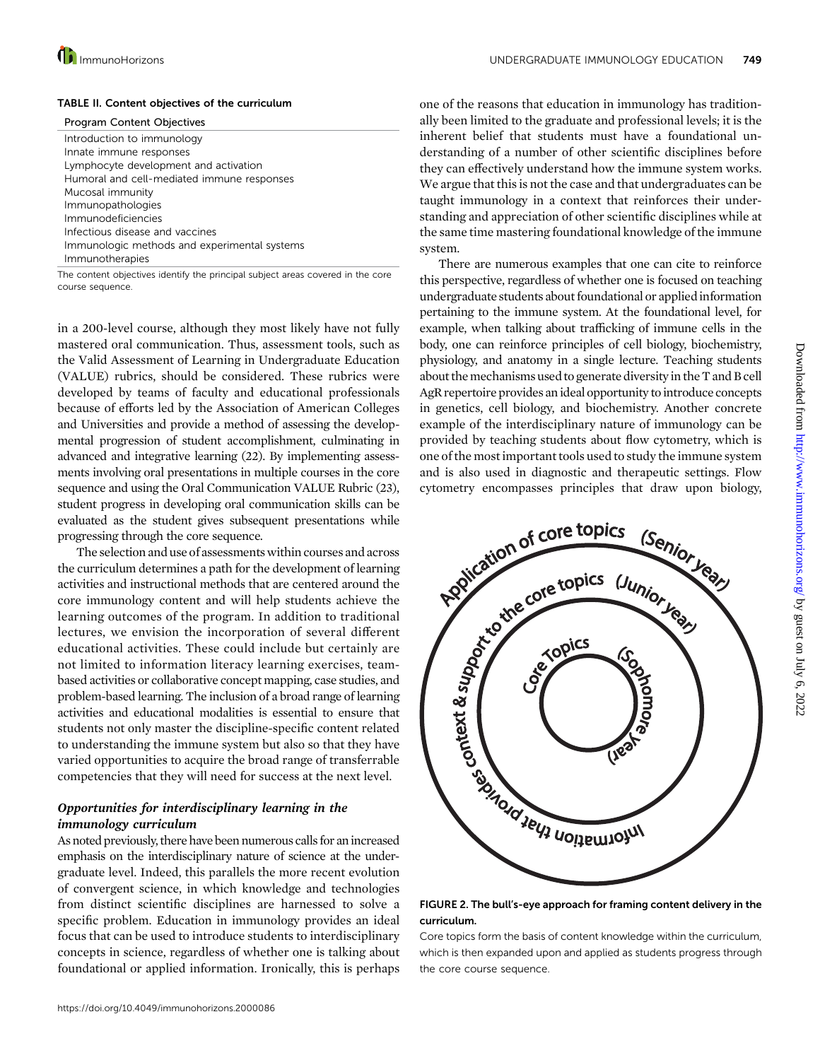**TABLE II. Content objectives of the curriculum**

| Program Content Objectives |
|---|
| Introduction to immunology |
| Innate immune responses |
| Lymphocyte development and activation |
| Humoral and cell-mediated immune responses |
| Mucosal immunity |
| Immunopathologies |
| Immunodeficiencies |
| Infectious disease and vaccines |
| Immunologic methods and experimental systems |
| Immunotherapies |

The content objectives identify the principal subject areas covered in the core course sequence.

in a 200-level course, although they most likely have not fully mastered oral communication. Thus, assessment tools, such as the Valid Assessment of Learning in Undergraduate Education (VALUE) rubrics, should be considered. These rubrics were developed by teams of faculty and educational professionals because of efforts led by the Association of American Colleges and Universities and provide a method of assessing the developmental progression of student accomplishment, culminating in advanced and integrative learning (22). By implementing assessments involving oral presentations in multiple courses in the core sequence and using the Oral Communication VALUE Rubric (23), student progress in developing oral communication skills can be evaluated as the student gives subsequent presentations while progressing through the core sequence.

The selection and use of assessments within courses and across the curriculum determines a path for the development of learning activities and instructional methods that are centered around the core immunology content and will help students achieve the learning outcomes of the program. In addition to traditional lectures, we envision the incorporation of several different educational activities. These could include but certainly are not limited to information literacy learning exercises, team-based activities or collaborative concept mapping, case studies, and problem-based learning. The inclusion of a broad range of learning activities and educational modalities is essential to ensure that students not only master the discipline-specific content related to understanding the immune system but also so that they have varied opportunities to acquire the broad range of transferrable competencies that they will need for success at the next level.

### *Opportunities for interdisciplinary learning in the immunology curriculum*

As noted previously, there have been numerous calls for an increased emphasis on the interdisciplinary nature of science at the undergraduate level. Indeed, this parallels the more recent evolution of convergent science, in which knowledge and technologies from distinct scientific disciplines are harnessed to solve a specific problem. Education in immunology provides an ideal focus that can be used to introduce students to interdisciplinary concepts in science, regardless of whether one is talking about foundational or applied information. Ironically, this is perhaps one of the reasons that education in immunology has traditionally been limited to the graduate and professional levels; it is the inherent belief that students must have a foundational understanding of a number of other scientific disciplines before they can effectively understand how the immune system works. We argue that this is not the case and that undergraduates can be taught immunology in a context that reinforces their understanding and appreciation of other scientific disciplines while at the same time mastering foundational knowledge of the immune system.

There are numerous examples that one can cite to reinforce this perspective, regardless of whether one is focused on teaching undergraduate students about foundational or applied information pertaining to the immune system. At the foundational level, for example, when talking about trafficking of immune cells in the body, one can reinforce principles of cell biology, biochemistry, physiology, and anatomy in a single lecture. Teaching students about the mechanisms used to generate diversity in the T and B cell AgR repertoire provides an ideal opportunity to introduce concepts in genetics, cell biology, and biochemistry. Another concrete example of the interdisciplinary nature of immunology can be provided by teaching students about flow cytometry, which is one of the most important tools used to study the immune system and is also used in diagnostic and therapeutic settings. Flow cytometry encompasses principles that draw upon biology,

Core Topics (Sophomore year)
Information that provides context & support to the core topics (Junior year)
Application of core topics (Senior year)

**FIGURE 2. The bull's-eye approach for framing content delivery in the curriculum.**

Core topics form the basis of content knowledge within the curriculum, which is then expanded upon and applied as students progress through the core course sequence.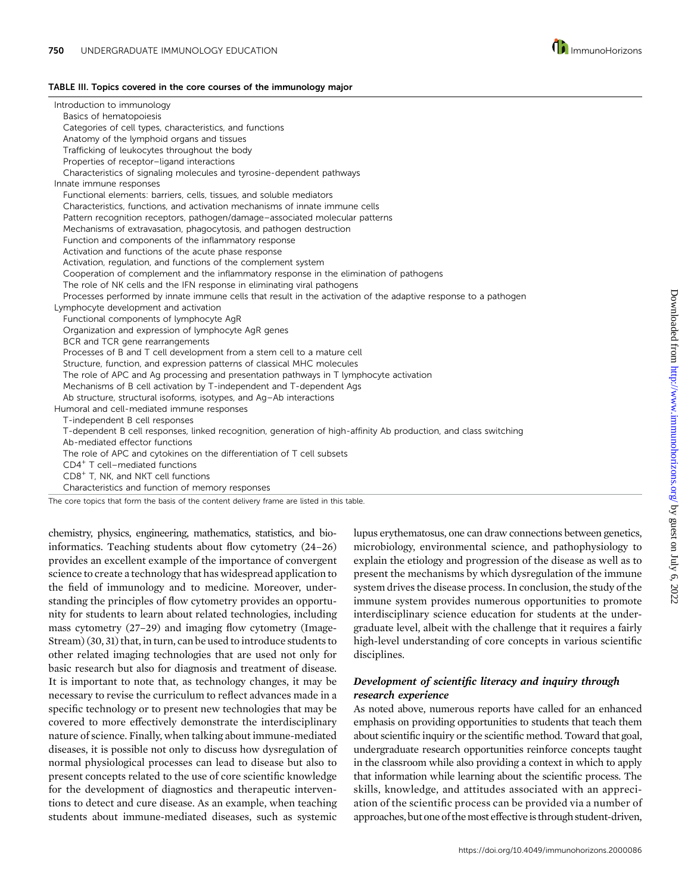**TABLE III. Topics covered in the core courses of the immunology major**

| |
|---|
| Introduction to immunology |
| Basics of hematopoiesis |
| Categories of cell types, characteristics, and functions |
| Anatomy of the lymphoid organs and tissues |
| Trafficking of leukocytes throughout the body |
| Properties of receptor–ligand interactions |
| Characteristics of signaling molecules and tyrosine-dependent pathways |
| Innate immune responses |
| Functional elements: barriers, cells, tissues, and soluble mediators |
| Characteristics, functions, and activation mechanisms of innate immune cells |
| Pattern recognition receptors, pathogen/damage–associated molecular patterns |
| Mechanisms of extravasation, phagocytosis, and pathogen destruction |
| Function and components of the inflammatory response |
| Activation and functions of the acute phase response |
| Activation, regulation, and functions of the complement system |
| Cooperation of complement and the inflammatory response in the elimination of pathogens |
| The role of NK cells and the IFN response in eliminating viral pathogens |
| Processes performed by innate immune cells that result in the activation of the adaptive response to a pathogen |
| Lymphocyte development and activation |
| Functional components of lymphocyte AgR |
| Organization and expression of lymphocyte AgR genes |
| BCR and TCR gene rearrangements |
| Processes of B and T cell development from a stem cell to a mature cell |
| Structure, function, and expression patterns of classical MHC molecules |
| The role of APC and Ag processing and presentation pathways in T lymphocyte activation |
| Mechanisms of B cell activation by T-independent and T-dependent Ags |
| Ab structure, structural isoforms, isotypes, and Ag–Ab interactions |
| Humoral and cell-mediated immune responses |
| T-independent B cell responses |
| T-dependent B cell responses, linked recognition, generation of high-affinity Ab production, and class switching |
| Ab-mediated effector functions |
| The role of APC and cytokines on the differentiation of T cell subsets |
| CD4$^+$ T cell–mediated functions |
| CD8$^+$ T, NK, and NKT cell functions |
| Characteristics and function of memory responses |

The core topics that form the basis of the content delivery frame are listed in this table.

chemistry, physics, engineering, mathematics, statistics, and bioinformatics. Teaching students about flow cytometry (24–26) provides an excellent example of the importance of convergent science to create a technology that has widespread application to the field of immunology and to medicine. Moreover, understanding the principles of flow cytometry provides an opportunity for students to learn about related technologies, including mass cytometry (27–29) and imaging flow cytometry (ImageStream) (30, 31) that, in turn, can be used to introduce students to other related imaging technologies that are used not only for basic research but also for diagnosis and treatment of disease. It is important to note that, as technology changes, it may be necessary to revise the curriculum to reflect advances made in a specific technology or to present new technologies that may be covered to more effectively demonstrate the interdisciplinary nature of science. Finally, when talking about immune-mediated diseases, it is possible not only to discuss how dysregulation of normal physiological processes can lead to disease but also to present concepts related to the use of core scientific knowledge for the development of diagnostics and therapeutic interventions to detect and cure disease. As an example, when teaching students about immune-mediated diseases, such as systemic lupus erythematosus, one can draw connections between genetics, microbiology, environmental science, and pathophysiology to explain the etiology and progression of the disease as well as to present the mechanisms by which dysregulation of the immune system drives the disease process. In conclusion, the study of the immune system provides numerous opportunities to promote interdisciplinary science education for students at the undergraduate level, albeit with the challenge that it requires a fairly high-level understanding of core concepts in various scientific disciplines.

### *Development of scientific literacy and inquiry through research experience*

As noted above, numerous reports have called for an enhanced emphasis on providing opportunities to students that teach them about scientific inquiry or the scientific method. Toward that goal, undergraduate research opportunities reinforce concepts taught in the classroom while also providing a context in which to apply that information while learning about the scientific process. The skills, knowledge, and attitudes associated with an appreciation of the scientific process can be provided via a number of approaches, but one of the most effective is through student-driven,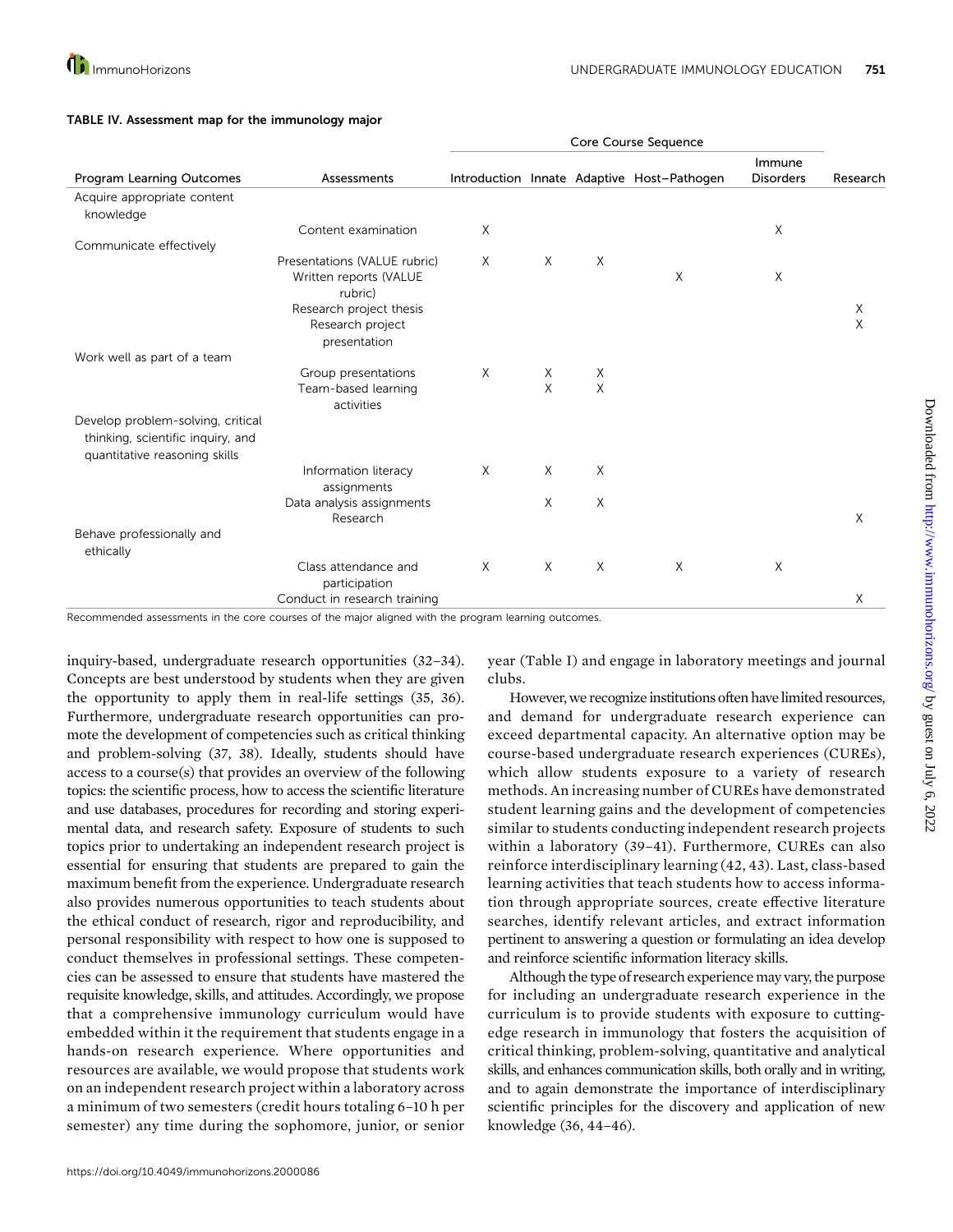**TABLE IV. Assessment map for the immunology major**

| Program Learning Outcomes | Assessments | Core Course Sequence | | | | | |
|---|---|---|---|---|---|---|---|
| | | Introduction | Innate | Adaptive | Host–Pathogen | Immune Disorders | Research |
| Acquire appropriate content knowledge | | | | | | | |
| | Content examination | X | | | | X | |
| Communicate effectively | | | | | | | |
| | Presentations (VALUE rubric) | X | X | X | | | |
| | Written reports (VALUE rubric) | | | | X | X | |
| | Research project thesis | | | | | | X |
| | Research project presentation | | | | | | X |
| Work well as part of a team | | | | | | | |
| | Group presentations | X | X | X | | | |
| | Team-based learning activities | | X | X | | | |
| Develop problem-solving, critical thinking, scientific inquiry, and quantitative reasoning skills | | | | | | | |
| | Information literacy assignments | X | X | X | | | |
| | Data analysis assignments | | X | X | | | |
| | Research | | | | | | X |
| Behave professionally and ethically | | | | | | | |
| | Class attendance and participation | X | X | X | X | X | |
| | Conduct in research training | | | | | | X |

Recommended assessments in the core courses of the major aligned with the program learning outcomes.

inquiry-based, undergraduate research opportunities (32–34). Concepts are best understood by students when they are given the opportunity to apply them in real-life settings (35, 36). Furthermore, undergraduate research opportunities can promote the development of competencies such as critical thinking and problem-solving (37, 38). Ideally, students should have access to a course(s) that provides an overview of the following topics: the scientific process, how to access the scientific literature and use databases, procedures for recording and storing experimental data, and research safety. Exposure of students to such topics prior to undertaking an independent research project is essential for ensuring that students are prepared to gain the maximum benefit from the experience. Undergraduate research also provides numerous opportunities to teach students about the ethical conduct of research, rigor and reproducibility, and personal responsibility with respect to how one is supposed to conduct themselves in professional settings. These competencies can be assessed to ensure that students have mastered the requisite knowledge, skills, and attitudes. Accordingly, we propose that a comprehensive immunology curriculum would have embedded within it the requirement that students engage in a hands-on research experience. Where opportunities and resources are available, we would propose that students work on an independent research project within a laboratory across a minimum of two semesters (credit hours totaling 6–10 h per semester) any time during the sophomore, junior, or senior year (Table I) and engage in laboratory meetings and journal clubs.

However, we recognize institutions often have limited resources, and demand for undergraduate research experience can exceed departmental capacity. An alternative option may be course-based undergraduate research experiences (CUREs), which allow students exposure to a variety of research methods. An increasing number of CUREs have demonstrated student learning gains and the development of competencies similar to students conducting independent research projects within a laboratory (39–41). Furthermore, CUREs can also reinforce interdisciplinary learning (42, 43). Last, class-based learning activities that teach students how to access information through appropriate sources, create effective literature searches, identify relevant articles, and extract information pertinent to answering a question or formulating an idea develop and reinforce scientific information literacy skills.

Although the type of research experience may vary, the purpose for including an undergraduate research experience in the curriculum is to provide students with exposure to cutting-edge research in immunology that fosters the acquisition of critical thinking, problem-solving, quantitative and analytical skills, and enhances communication skills, both orally and in writing, and to again demonstrate the importance of interdisciplinary scientific principles for the discovery and application of new knowledge (36, 44–46).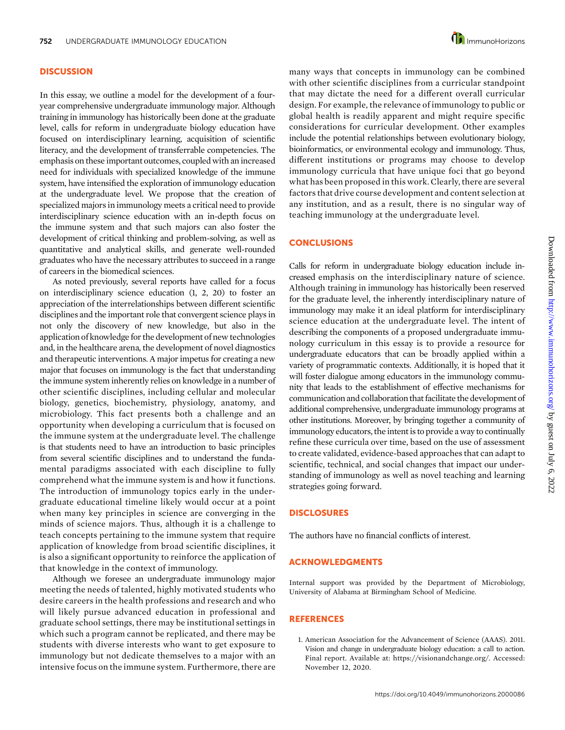## DISCUSSION

In this essay, we outline a model for the development of a four-year comprehensive undergraduate immunology major. Although training in immunology has historically been done at the graduate level, calls for reform in undergraduate biology education have focused on interdisciplinary learning, acquisition of scientific literacy, and the development of transferrable competencies. The emphasis on these important outcomes, coupled with an increased need for individuals with specialized knowledge of the immune system, have intensified the exploration of immunology education at the undergraduate level. We propose that the creation of specialized majors in immunology meets a critical need to provide interdisciplinary science education with an in-depth focus on the immune system and that such majors can also foster the development of critical thinking and problem-solving, as well as quantitative and analytical skills, and generate well-rounded graduates who have the necessary attributes to succeed in a range of careers in the biomedical sciences.

As noted previously, several reports have called for a focus on interdisciplinary science education (1, 2, 20) to foster an appreciation of the interrelationships between different scientific disciplines and the important role that convergent science plays in not only the discovery of new knowledge, but also in the application of knowledge for the development of new technologies and, in the healthcare arena, the development of novel diagnostics and therapeutic interventions. A major impetus for creating a new major that focuses on immunology is the fact that understanding the immune system inherently relies on knowledge in a number of other scientific disciplines, including cellular and molecular biology, genetics, biochemistry, physiology, anatomy, and microbiology. This fact presents both a challenge and an opportunity when developing a curriculum that is focused on the immune system at the undergraduate level. The challenge is that students need to have an introduction to basic principles from several scientific disciplines and to understand the fundamental paradigms associated with each discipline to fully comprehend what the immune system is and how it functions. The introduction of immunology topics early in the undergraduate educational timeline likely would occur at a point when many key principles in science are converging in the minds of science majors. Thus, although it is a challenge to teach concepts pertaining to the immune system that require application of knowledge from broad scientific disciplines, it is also a significant opportunity to reinforce the application of that knowledge in the context of immunology.

Although we foresee an undergraduate immunology major meeting the needs of talented, highly motivated students who desire careers in the health professions and research and who will likely pursue advanced education in professional and graduate school settings, there may be institutional settings in which such a program cannot be replicated, and there may be students with diverse interests who want to get exposure to immunology but not dedicate themselves to a major with an intensive focus on the immune system. Furthermore, there are many ways that concepts in immunology can be combined with other scientific disciplines from a curricular standpoint that may dictate the need for a different overall curricular design. For example, the relevance of immunology to public or global health is readily apparent and might require specific considerations for curricular development. Other examples include the potential relationships between evolutionary biology, bioinformatics, or environmental ecology and immunology. Thus, different institutions or programs may choose to develop immunology curricula that have unique foci that go beyond what has been proposed in this work. Clearly, there are several factors that drive course development and content selection at any institution, and as a result, there is no singular way of teaching immunology at the undergraduate level.

## CONCLUSIONS

Calls for reform in undergraduate biology education include increased emphasis on the interdisciplinary nature of science. Although training in immunology has historically been reserved for the graduate level, the inherently interdisciplinary nature of immunology may make it an ideal platform for interdisciplinary science education at the undergraduate level. The intent of describing the components of a proposed undergraduate immunology curriculum in this essay is to provide a resource for undergraduate educators that can be broadly applied within a variety of programmatic contexts. Additionally, it is hoped that it will foster dialogue among educators in the immunology community that leads to the establishment of effective mechanisms for communication and collaboration that facilitate the development of additional comprehensive, undergraduate immunology programs at other institutions. Moreover, by bringing together a community of immunology educators, the intent is to provide a way to continually refine these curricula over time, based on the use of assessment to create validated, evidence-based approaches that can adapt to scientific, technical, and social changes that impact our understanding of immunology as well as novel teaching and learning strategies going forward.

## DISCLOSURES

The authors have no financial conflicts of interest.

## ACKNOWLEDGMENTS

Internal support was provided by the Department of Microbiology, University of Alabama at Birmingham School of Medicine.

## REFERENCES

1. American Association for the Advancement of Science (AAAS). 2011. Vision and change in undergraduate biology education: a call to action. Final report. Available at: https://visionandchange.org/. Accessed: November 12, 2020.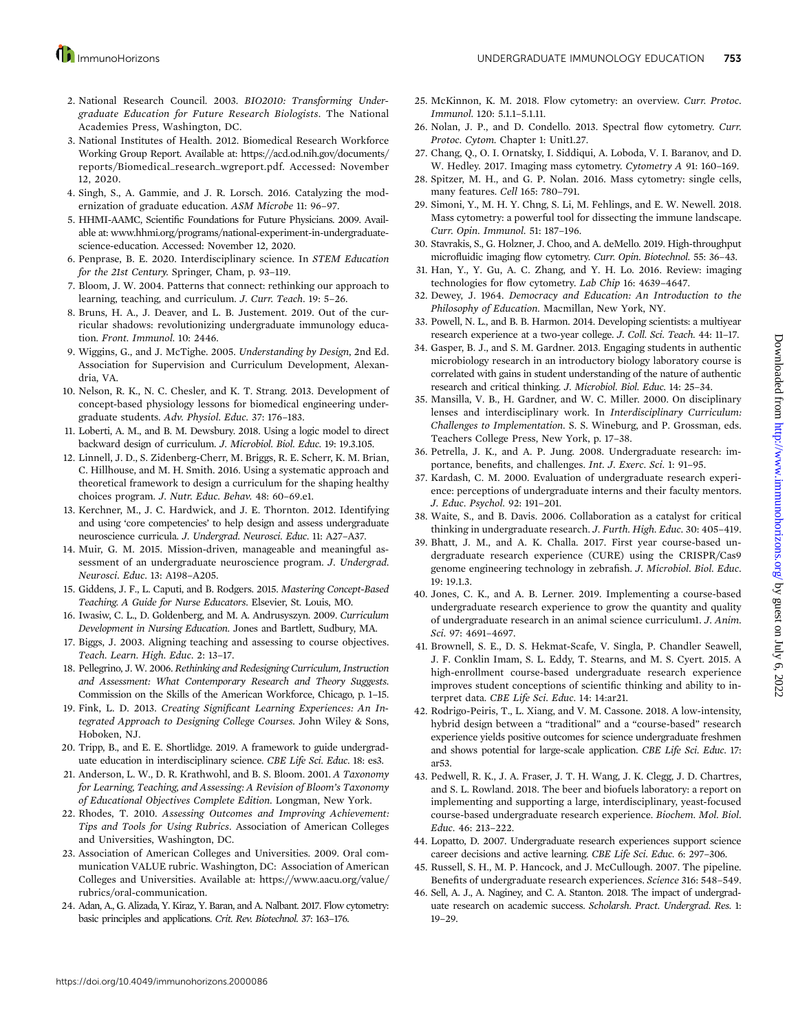2. National Research Council. 2003. *BIO2010: Transforming Undergraduate Education for Future Research Biologists*. The National Academies Press, Washington, DC.
3. National Institutes of Health. 2012. Biomedical Research Workforce Working Group Report. Available at: https://acd.od.nih.gov/documents/reports/Biomedical_research_wgreport.pdf. Accessed: November 12, 2020.
4. Singh, S., A. Gammie, and J. R. Lorsch. 2016. Catalyzing the modernization of graduate education. *ASM Microbe* 11: 96–97.
5. HHMI-AAMC, Scientific Foundations for Future Physicians. 2009. Available at: www.hhmi.org/programs/national-experiment-in-undergraduate-science-education. Accessed: November 12, 2020.
6. Penprase, B. E. 2020. Interdisciplinary science. In *STEM Education for the 21st Century*. Springer, Cham, p. 93–119.
7. Bloom, J. W. 2004. Patterns that connect: rethinking our approach to learning, teaching, and curriculum. *J. Curr. Teach.* 19: 5–26.
8. Bruns, H. A., J. Deaver, and L. B. Justement. 2019. Out of the curricular shadows: revolutionizing undergraduate immunology education. *Front. Immunol.* 10: 2446.
9. Wiggins, G., and J. McTighe. 2005. *Understanding by Design*, 2nd Ed. Association for Supervision and Curriculum Development, Alexandria, VA.
10. Nelson, R. K., N. C. Chesler, and K. T. Strang. 2013. Development of concept-based physiology lessons for biomedical engineering undergraduate students. *Adv. Physiol. Educ.* 37: 176–183.
11. Loberti, A. M., and B. M. Dewsbury. 2018. Using a logic model to direct backward design of curriculum. *J. Microbiol. Biol. Educ.* 19: 19.3.105.
12. Linnell, J. D., S. Zidenberg-Cherr, M. Briggs, R. E. Scherr, K. M. Brian, C. Hillhouse, and M. H. Smith. 2016. Using a systematic approach and theoretical framework to design a curriculum for the shaping healthy choices program. *J. Nutr. Educ. Behav.* 48: 60–69.e1.
13. Kerchner, M., J. C. Hardwick, and J. E. Thornton. 2012. Identifying and using 'core competencies' to help design and assess undergraduate neuroscience curricula. *J. Undergrad. Neurosci. Educ.* 11: A27–A37.
14. Muir, G. M. 2015. Mission-driven, manageable and meaningful assessment of an undergraduate neuroscience program. *J. Undergrad. Neurosci. Educ.* 13: A198–A205.
15. Giddens, J. F., L. Caputi, and B. Rodgers. 2015. *Mastering Concept-Based Teaching. A Guide for Nurse Educators*. Elsevier, St. Louis, MO.
16. Iwasiw, C. L., D. Goldenberg, and M. A. Andrusyszyn. 2009. *Curriculum Development in Nursing Education*. Jones and Bartlett, Sudbury, MA.
17. Biggs, J. 2003. Aligning teaching and assessing to course objectives. *Teach. Learn. High. Educ.* 2: 13–17.
18. Pellegrino, J. W. 2006. *Rethinking and Redesigning Curriculum, Instruction and Assessment: What Contemporary Research and Theory Suggests*. Commission on the Skills of the American Workforce, Chicago, p. 1–15.
19. Fink, L. D. 2013. *Creating Significant Learning Experiences: An Integrated Approach to Designing College Courses*. John Wiley & Sons, Hoboken, NJ.
20. Tripp, B., and E. E. Shortlidge. 2019. A framework to guide undergraduate education in interdisciplinary science. *CBE Life Sci. Educ.* 18: es3.
21. Anderson, L. W., D. R. Krathwohl, and B. S. Bloom. 2001. *A Taxonomy for Learning, Teaching, and Assessing: A Revision of Bloom's Taxonomy of Educational Objectives Complete Edition*. Longman, New York.
22. Rhodes, T. 2010. *Assessing Outcomes and Improving Achievement: Tips and Tools for Using Rubrics*. Association of American Colleges and Universities, Washington, DC.
23. Association of American Colleges and Universities. 2009. Oral communication VALUE rubric. Washington, DC: Association of American Colleges and Universities. Available at: https://www.aacu.org/value/rubrics/oral-communication.
24. Adan, A., G. Alizada, Y. Kiraz, Y. Baran, and A. Nalbant. 2017. Flow cytometry: basic principles and applications. *Crit. Rev. Biotechnol.* 37: 163–176.
25. McKinnon, K. M. 2018. Flow cytometry: an overview. *Curr. Protoc. Immunol.* 120: 5.1.1–5.1.11.
26. Nolan, J. P., and D. Condello. 2013. Spectral flow cytometry. *Curr. Protoc. Cytom.* Chapter 1: Unit1.27.
27. Chang, Q., O. I. Ornatsky, I. Siddiqui, A. Loboda, V. I. Baranov, and D. W. Hedley. 2017. Imaging mass cytometry. *Cytometry A* 91: 160–169.
28. Spitzer, M. H., and G. P. Nolan. 2016. Mass cytometry: single cells, many features. *Cell* 165: 780–791.
29. Simoni, Y., M. H. Y. Chng, S. Li, M. Fehlings, and E. W. Newell. 2018. Mass cytometry: a powerful tool for dissecting the immune landscape. *Curr. Opin. Immunol.* 51: 187–196.
30. Stavrakis, S., G. Holzner, J. Choo, and A. deMello. 2019. High-throughput microfluidic imaging flow cytometry. *Curr. Opin. Biotechnol.* 55: 36–43.
31. Han, Y., Y. Gu, A. C. Zhang, and Y. H. Lo. 2016. Review: imaging technologies for flow cytometry. *Lab Chip* 16: 4639–4647.
32. Dewey, J. 1964. *Democracy and Education: An Introduction to the Philosophy of Education*. Macmillan, New York, NY.
33. Powell, N. L., and B. B. Harmon. 2014. Developing scientists: a multiyear research experience at a two-year college. *J. Coll. Sci. Teach.* 44: 11–17.
34. Gasper, B. J., and S. M. Gardner. 2013. Engaging students in authentic microbiology research in an introductory biology laboratory course is correlated with gains in student understanding of the nature of authentic research and critical thinking. *J. Microbiol. Biol. Educ.* 14: 25–34.
35. Mansilla, V. B., H. Gardner, and W. C. Miller. 2000. On disciplinary lenses and interdisciplinary work. In *Interdisciplinary Curriculum: Challenges to Implementation*. S. S. Wineburg, and P. Grossman, eds. Teachers College Press, New York, p. 17–38.
36. Petrella, J. K., and A. P. Jung. 2008. Undergraduate research: importance, benefits, and challenges. *Int. J. Exerc. Sci.* 1: 91–95.
37. Kardash, C. M. 2000. Evaluation of undergraduate research experience: perceptions of undergraduate interns and their faculty mentors. *J. Educ. Psychol.* 92: 191–201.
38. Waite, S., and B. Davis. 2006. Collaboration as a catalyst for critical thinking in undergraduate research. *J. Furth. High. Educ.* 30: 405–419.
39. Bhatt, J. M., and A. K. Challa. 2017. First year course-based undergraduate research experience (CURE) using the CRISPR/Cas9 genome engineering technology in zebrafish. *J. Microbiol. Biol. Educ.* 19: 19.1.3.
40. Jones, C. K., and A. B. Lerner. 2019. Implementing a course-based undergraduate research experience to grow the quantity and quality of undergraduate research in an animal science curriculum1. *J. Anim. Sci.* 97: 4691–4697.
41. Brownell, S. E., D. S. Hekmat-Scafe, V. Singla, P. Chandler Seawell, J. F. Conklin Imam, S. L. Eddy, T. Stearns, and M. S. Cyert. 2015. A high-enrollment course-based undergraduate research experience improves student conceptions of scientific thinking and ability to interpret data. *CBE Life Sci. Educ.* 14: 14:ar21.
42. Rodrigo-Peiris, T., L. Xiang, and V. M. Cassone. 2018. A low-intensity, hybrid design between a "traditional" and a "course-based" research experience yields positive outcomes for science undergraduate freshmen and shows potential for large-scale application. *CBE Life Sci. Educ.* 17: ar53.
43. Pedwell, R. K., J. A. Fraser, J. T. H. Wang, J. K. Clegg, J. D. Chartres, and S. L. Rowland. 2018. The beer and biofuels laboratory: a report on implementing and supporting a large, interdisciplinary, yeast-focused course-based undergraduate research experience. *Biochem. Mol. Biol. Educ.* 46: 213–222.
44. Lopatto, D. 2007. Undergraduate research experiences support science career decisions and active learning. *CBE Life Sci. Educ.* 6: 297–306.
45. Russell, S. H., M. P. Hancock, and J. McCullough. 2007. The pipeline. Benefits of undergraduate research experiences. *Science* 316: 548–549.
46. Sell, A. J., A. Naginey, and C. A. Stanton. 2018. The impact of undergraduate research on academic success. *Scholarsh. Pract. Undergrad. Res.* 1: 19–29.